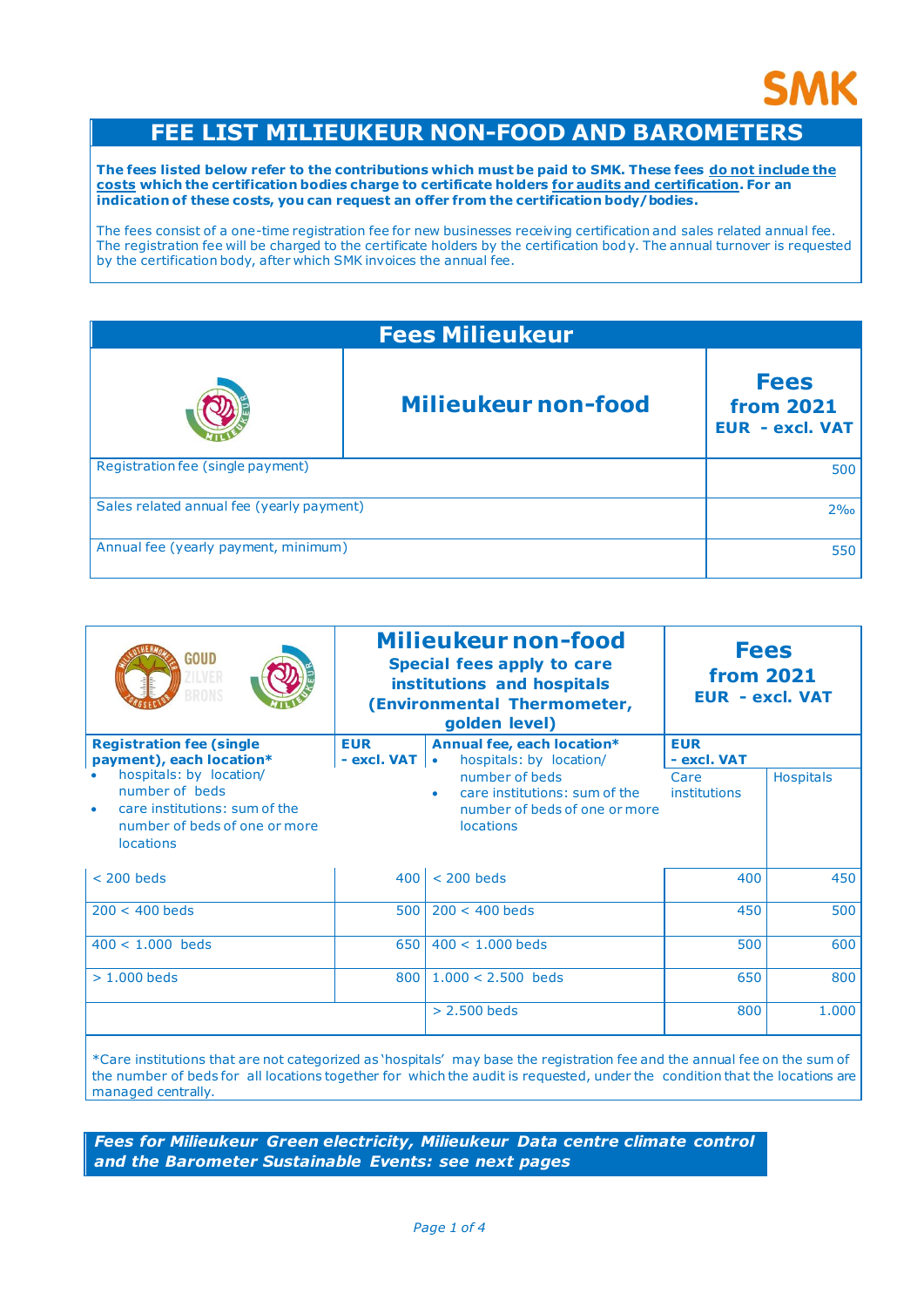SMK

# FEE LIST MILIEUKEUR NON-FOOD AND BAROMETERS

**The fees listed below refer to the contributions which must be paid to SMK. These fees do not include the costs which the certification bodies charge to certificate holders for audits and certification. For an indication of these costs, you can request an offer from the certification body/bodies.**

The fees consist of a one-time registration fee for new businesses receiving certification and sales related annual fee. The registration fee will be charged to the certificate holders by the certification body. The annual turnover is requested by the certification body, after which SMK invoices the annual fee.

## Fees Milieukeur

| Milieukeur non-food | Fees from 2021 EUR - excl. VAT |
|---|---|
| Registration fee (single payment) | 500 |
| Sales related annual fee (yearly payment) | 2‰ |
| Annual fee (yearly payment, minimum) | 550 |

## Milieukeur non-food

**Special fees apply to care institutions and hospitals (Environmental Thermometer, golden level)**

| Registration fee (single payment), each location* • hospitals: by location/ number of beds • care institutions: sum of the number of beds of one or more locations | EUR - excl. VAT | Annual fee, each location* • hospitals: by location/ number of beds • care institutions: sum of the number of beds of one or more locations | EUR - excl. VAT Care institutions | Hospitals |
|---|---|---|---|---|
| < 200 beds | 400 | < 200 beds | 400 | 450 |
| 200 < 400 beds | 500 | 200 < 400 beds | 450 | 500 |
| 400 < 1.000 beds | 650 | 400 < 1.000 beds | 500 | 600 |
| > 1.000 beds | 800 | 1.000 < 2.500 beds | 650 | 800 |
| | | > 2.500 beds | 800 | 1.000 |

*Care institutions that are not categorized as 'hospitals' may base the registration fee and the annual fee on the sum of the number of beds for all locations together for which the audit is requested, under the condition that the locations are managed centrally.

***Fees for Milieukeur Green electricity, Milieukeur Data centre climate control and the Barometer Sustainable Events: see next pages***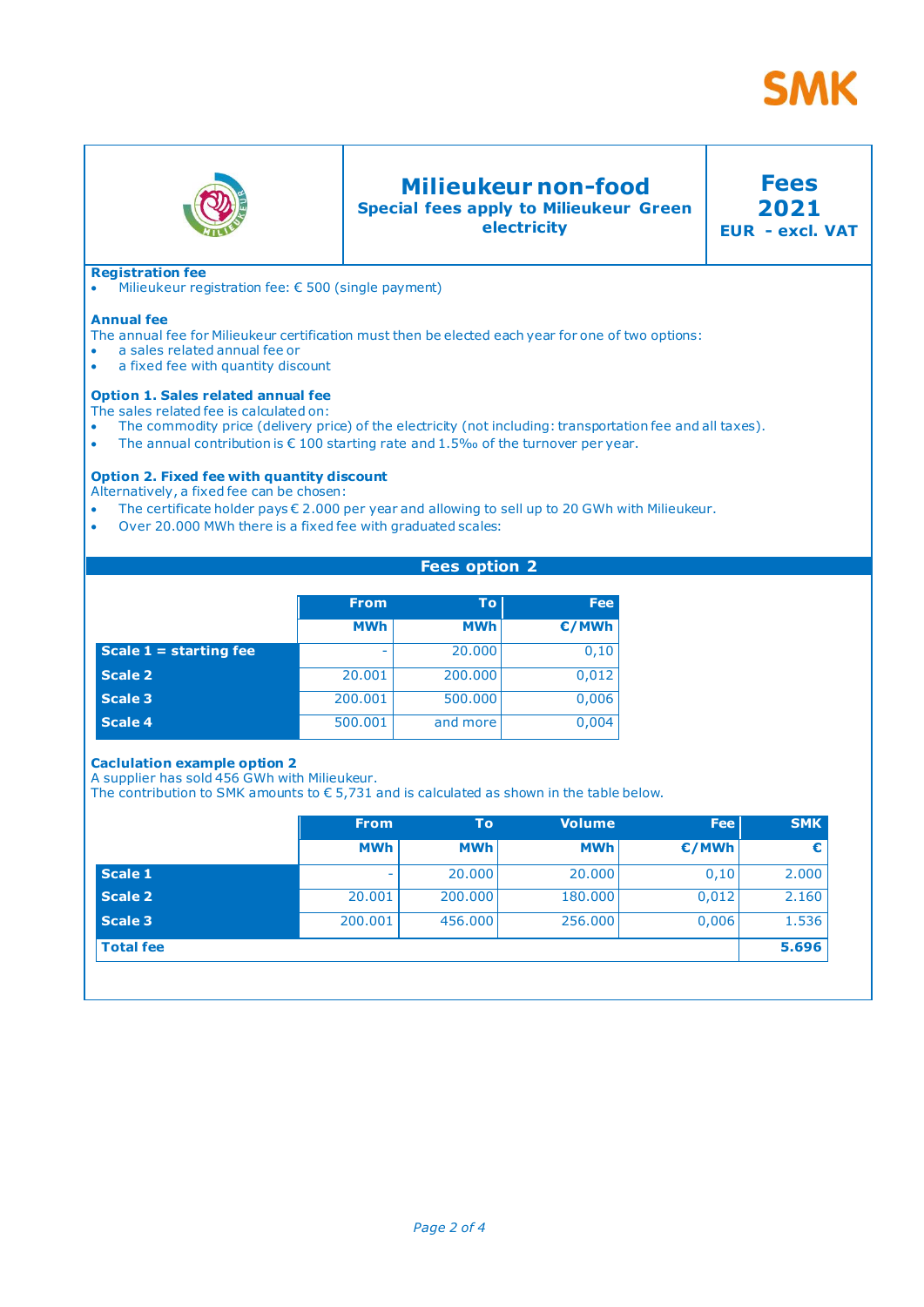SMK

# Milieukeur non-food

**Special fees apply to Milieukeur Green electricity**

**Fees 2021**
**EUR - excl. VAT**

### Registration fee

- Milieukeur registration fee: € 500 (single payment)

### Annual fee

The annual fee for Milieukeur certification must then be elected each year for one of two options:

- a sales related annual fee or
- a fixed fee with quantity discount

### Option 1. Sales related annual fee

The sales related fee is calculated on:

- The commodity price (delivery price) of the electricity (not including: transportation fee and all taxes).
- The annual contribution is € 100 starting rate and 1.5‰ of the turnover per year.

### Option 2. Fixed fee with quantity discount

Alternatively, a fixed fee can be chosen:

- The certificate holder pays € 2.000 per year and allowing to sell up to 20 GWh with Milieukeur.
- Over 20.000 MWh there is a fixed fee with graduated scales:

**Fees option 2**

| | From | To | Fee |
|---|---|---|---|
| | MWh | MWh | €/MWh |
| **Scale 1 = starting fee** | - | 20.000 | 0,10 |
| **Scale 2** | 20.001 | 200.000 | 0,012 |
| **Scale 3** | 200.001 | 500.000 | 0,006 |
| **Scale 4** | 500.001 | and more | 0,004 |

### Caclulation example option 2

A supplier has sold 456 GWh with Milieukeur.
The contribution to SMK amounts to € 5,731 and is calculated as shown in the table below.

| | From | To | Volume | Fee | SMK |
|---|---|---|---|---|---|
| | MWh | MWh | MWh | €/MWh | € |
| **Scale 1** | - | 20.000 | 20.000 | 0,10 | 2.000 |
| **Scale 2** | 20.001 | 200.000 | 180.000 | 0,012 | 2.160 |
| **Scale 3** | 200.001 | 456.000 | 256.000 | 0,006 | 1.536 |
| **Total fee** | | | | | **5.696** |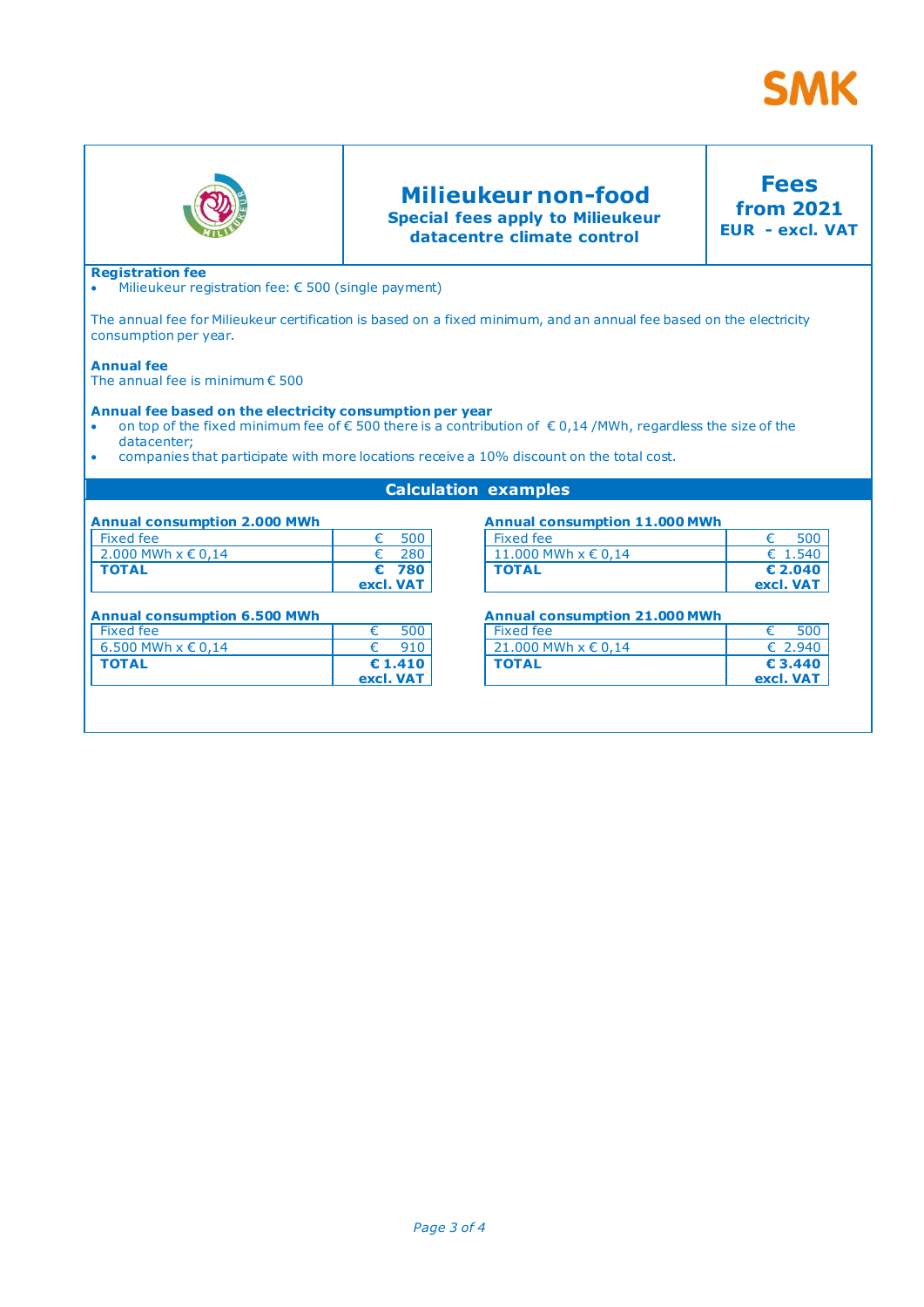SMK

# Milieukeur non-food

**Special fees apply to Milieukeur datacentre climate control**

**Fees from 2021**
**EUR - excl. VAT**

**Registration fee**

- Milieukeur registration fee: € 500 (single payment)

The annual fee for Milieukeur certification is based on a fixed minimum, and an annual fee based on the electricity consumption per year.

**Annual fee**
The annual fee is minimum € 500

**Annual fee based on the electricity consumption per year**

- on top of the fixed minimum fee of € 500 there is a contribution of € 0,14 /MWh, regardless the size of the datacenter;
- companies that participate with more locations receive a 10% discount on the total cost.

## Calculation examples

**Annual consumption 2.000 MWh**

| | |
|---|---|
| Fixed fee | € 500 |
| 2.000 MWh x € 0,14 | € 280 |
| **TOTAL** | **€ 780 excl. VAT** |

**Annual consumption 6.500 MWh**

| | |
|---|---|
| Fixed fee | € 500 |
| 6.500 MWh x € 0,14 | € 910 |
| **TOTAL** | **€ 1.410 excl. VAT** |

**Annual consumption 11.000 MWh**

| | |
|---|---|
| Fixed fee | € 500 |
| 11.000 MWh x € 0,14 | € 1.540 |
| **TOTAL** | **€ 2.040 excl. VAT** |

**Annual consumption 21.000 MWh**

| | |
|---|---|
| Fixed fee | € 500 |
| 21.000 MWh x € 0,14 | € 2.940 |
| **TOTAL** | **€ 3.440 excl. VAT** |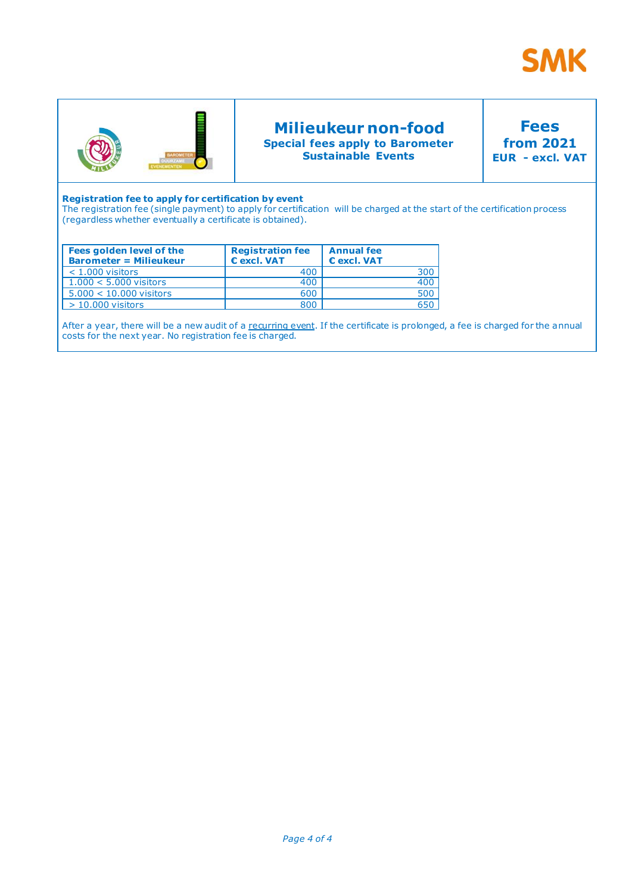SMK

| Milieukeur non-food | Fees |
|---|---|
| **Special fees apply to Barometer Sustainable Events** | **from 2021 EUR - excl. VAT** |

**Registration fee to apply for certification by event**
The registration fee (single payment) to apply for certification will be charged at the start of the certification process (regardless whether eventually a certificate is obtained).

| Fees golden level of the Barometer = Milieukeur | Registration fee € excl. VAT | Annual fee € excl. VAT |
|---|---|---|
| < 1.000 visitors | 400 | 300 |
| 1.000 < 5.000 visitors | 400 | 400 |
| 5.000 < 10.000 visitors | 600 | 500 |
| > 10.000 visitors | 800 | 650 |

After a year, there will be a new audit of a recurring event. If the certificate is prolonged, a fee is charged for the annual costs for the next year. No registration fee is charged.